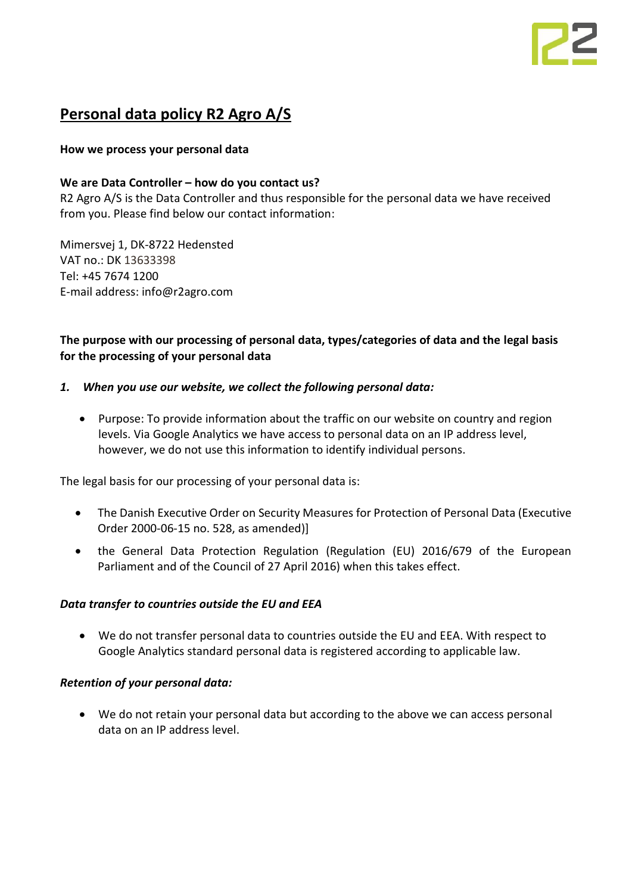# Personal data policy R2 Agro A/S

**How we process your personal data**

**We are Data Controller – how do you contact us?**
R2 Agro A/S is the Data Controller and thus responsible for the personal data we have received from you. Please find below our contact information:

Mimersvej 1, DK-8722 Hedensted
VAT no.: DK 13633398
Tel: +45 7674 1200
E-mail address: info@r2agro.com

**The purpose with our processing of personal data, types/categories of data and the legal basis for the processing of your personal data**

***1. When you use our website, we collect the following personal data:***

- Purpose: To provide information about the traffic on our website on country and region levels. Via Google Analytics we have access to personal data on an IP address level, however, we do not use this information to identify individual persons.

The legal basis for our processing of your personal data is:

- The Danish Executive Order on Security Measures for Protection of Personal Data (Executive Order 2000-06-15 no. 528, as amended)]
- the General Data Protection Regulation (Regulation (EU) 2016/679 of the European Parliament and of the Council of 27 April 2016) when this takes effect.

***Data transfer to countries outside the EU and EEA***

- We do not transfer personal data to countries outside the EU and EEA. With respect to Google Analytics standard personal data is registered according to applicable law.

***Retention of your personal data:***

- We do not retain your personal data but according to the above we can access personal data on an IP address level.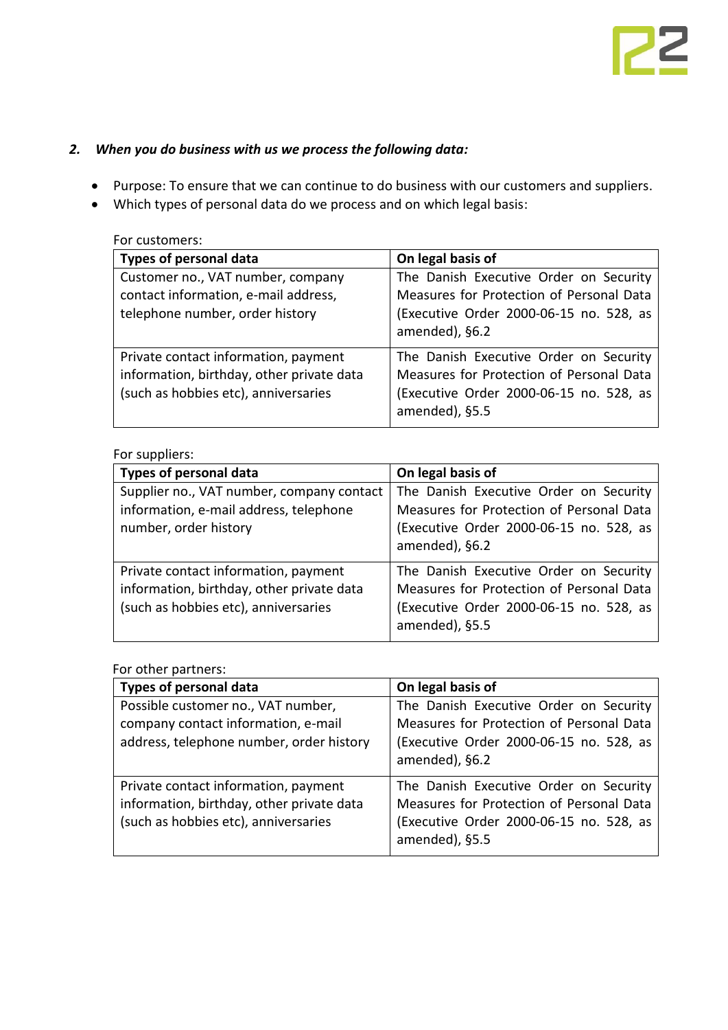## *2. When you do business with us we process the following data:*

- Purpose: To ensure that we can continue to do business with our customers and suppliers.
- Which types of personal data do we process and on which legal basis:

For customers:

| Types of personal data | On legal basis of |
| --- | --- |
| Customer no., VAT number, company contact information, e-mail address, telephone number, order history | The Danish Executive Order on Security Measures for Protection of Personal Data (Executive Order 2000-06-15 no. 528, as amended), §6.2 |
| Private contact information, payment information, birthday, other private data (such as hobbies etc), anniversaries | The Danish Executive Order on Security Measures for Protection of Personal Data (Executive Order 2000-06-15 no. 528, as amended), §5.5 |

For suppliers:

| Types of personal data | On legal basis of |
| --- | --- |
| Supplier no., VAT number, company contact information, e-mail address, telephone number, order history | The Danish Executive Order on Security Measures for Protection of Personal Data (Executive Order 2000-06-15 no. 528, as amended), §6.2 |
| Private contact information, payment information, birthday, other private data (such as hobbies etc), anniversaries | The Danish Executive Order on Security Measures for Protection of Personal Data (Executive Order 2000-06-15 no. 528, as amended), §5.5 |

For other partners:

| Types of personal data | On legal basis of |
| --- | --- |
| Possible customer no., VAT number, company contact information, e-mail address, telephone number, order history | The Danish Executive Order on Security Measures for Protection of Personal Data (Executive Order 2000-06-15 no. 528, as amended), §6.2 |
| Private contact information, payment information, birthday, other private data (such as hobbies etc), anniversaries | The Danish Executive Order on Security Measures for Protection of Personal Data (Executive Order 2000-06-15 no. 528, as amended), §5.5 |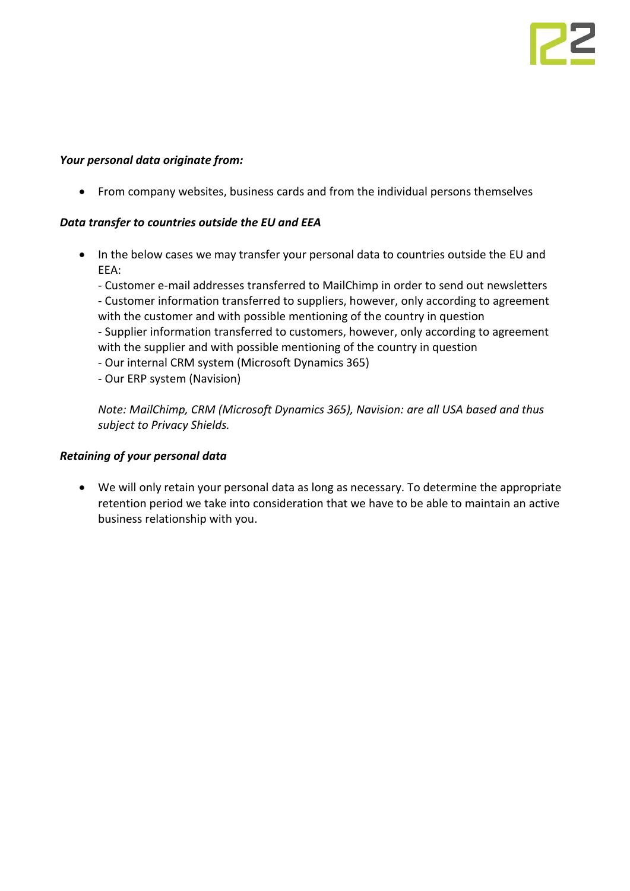***Your personal data originate from:***

- From company websites, business cards and from the individual persons themselves

***Data transfer to countries outside the EU and EEA***

- In the below cases we may transfer your personal data to countries outside the EU and EEA:
  - Customer e-mail addresses transferred to MailChimp in order to send out newsletters
  - Customer information transferred to suppliers, however, only according to agreement with the customer and with possible mentioning of the country in question
  - Supplier information transferred to customers, however, only according to agreement with the supplier and with possible mentioning of the country in question
  - Our internal CRM system (Microsoft Dynamics 365)
  - Our ERP system (Navision)

  *Note: MailChimp, CRM (Microsoft Dynamics 365), Navision: are all USA based and thus subject to Privacy Shields.*

***Retaining of your personal data***

- We will only retain your personal data as long as necessary. To determine the appropriate retention period we take into consideration that we have to be able to maintain an active business relationship with you.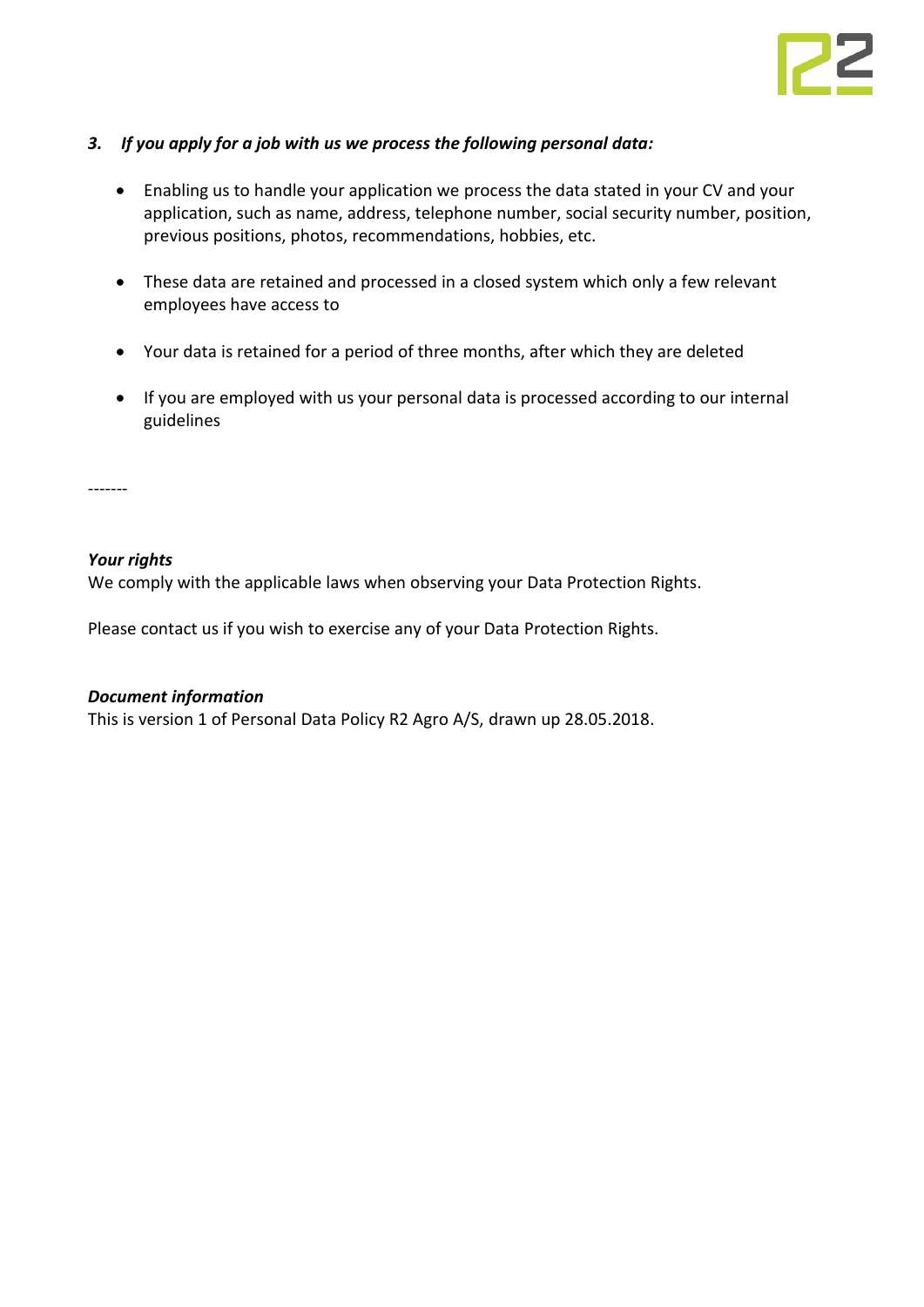### 3. *If you apply for a job with us we process the following personal data:*

- Enabling us to handle your application we process the data stated in your CV and your application, such as name, address, telephone number, social security number, position, previous positions, photos, recommendations, hobbies, etc.

- These data are retained and processed in a closed system which only a few relevant employees have access to

- Your data is retained for a period of three months, after which they are deleted

- If you are employed with us your personal data is processed according to our internal guidelines

-------

***Your rights***
We comply with the applicable laws when observing your Data Protection Rights.

Please contact us if you wish to exercise any of your Data Protection Rights.

***Document information***
This is version 1 of Personal Data Policy R2 Agro A/S, drawn up 28.05.2018.